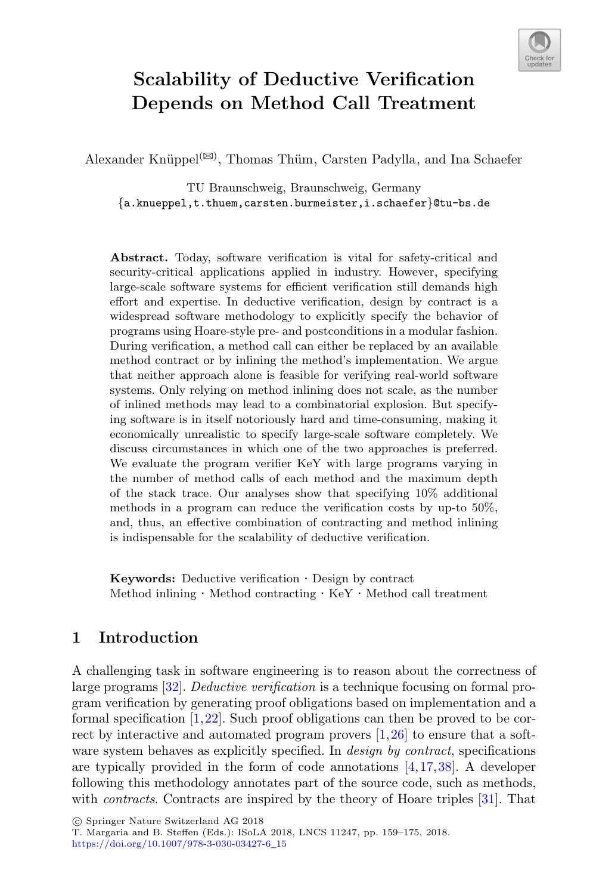# Scalability of Deductive Verification Depends on Method Call Treatment

Alexander Knüppel(✉), Thomas Thüm, Carsten Padylla, and Ina Schaefer

TU Braunschweig, Braunschweig, Germany
{a.knueppel,t.thuem,carsten.burmeister,i.schaefer}@tu-bs.de

**Abstract.** Today, software verification is vital for safety-critical and security-critical applications applied in industry. However, specifying large-scale software systems for efficient verification still demands high effort and expertise. In deductive verification, design by contract is a widespread software methodology to explicitly specify the behavior of programs using Hoare-style pre- and postconditions in a modular fashion. During verification, a method call can either be replaced by an available method contract or by inlining the method's implementation. We argue that neither approach alone is feasible for verifying real-world software systems. Only relying on method inlining does not scale, as the number of inlined methods may lead to a combinatorial explosion. But specifying software is in itself notoriously hard and time-consuming, making it economically unrealistic to specify large-scale software completely. We discuss circumstances in which one of the two approaches is preferred. We evaluate the program verifier KeY with large programs varying in the number of method calls of each method and the maximum depth of the stack trace. Our analyses show that specifying 10% additional methods in a program can reduce the verification costs by up-to 50%, and, thus, an effective combination of contracting and method inlining is indispensable for the scalability of deductive verification.

**Keywords:** Deductive verification · Design by contract · Method inlining · Method contracting · KeY · Method call treatment

## 1 Introduction

A challenging task in software engineering is to reason about the correctness of large programs [32]. *Deductive verification* is a technique focusing on formal program verification by generating proof obligations based on implementation and a formal specification [1,22]. Such proof obligations can then be proved to be correct by interactive and automated program provers [1,26] to ensure that a software system behaves as explicitly specified. In *design by contract*, specifications are typically provided in the form of code annotations [4,17,38]. A developer following this methodology annotates part of the source code, such as methods, with *contracts*. Contracts are inspired by the theory of Hoare triples [31]. That

© Springer Nature Switzerland AG 2018
T. Margaria and B. Steffen (Eds.): ISoLA 2018, LNCS 11247, pp. 159–175, 2018.
https://doi.org/10.1007/978-3-030-03427-6_15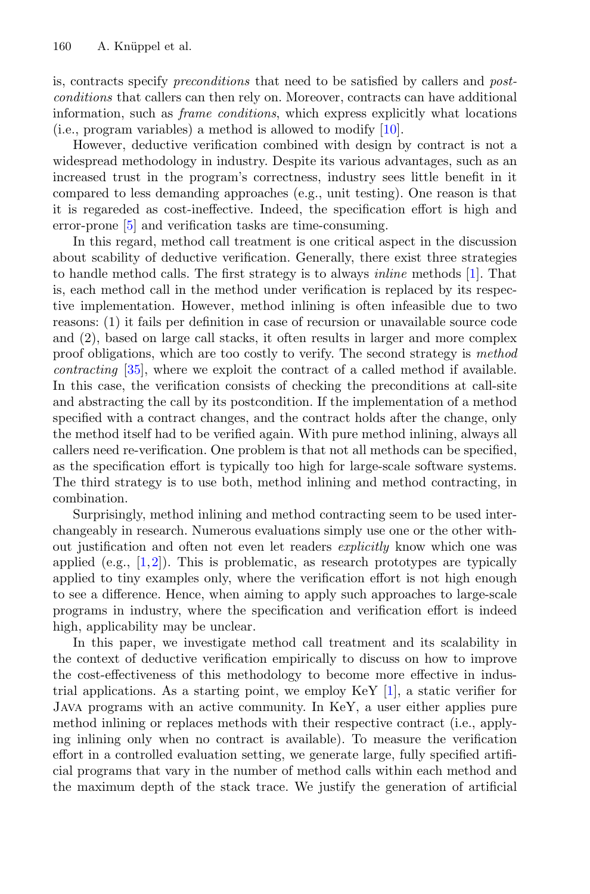is, contracts specify *preconditions* that need to be satisfied by callers and *postconditions* that callers can then rely on. Moreover, contracts can have additional information, such as *frame conditions*, which express explicitly what locations (i.e., program variables) a method is allowed to modify [10].

However, deductive verification combined with design by contract is not a widespread methodology in industry. Despite its various advantages, such as an increased trust in the program's correctness, industry sees little benefit in it compared to less demanding approaches (e.g., unit testing). One reason is that it is regareded as cost-ineffective. Indeed, the specification effort is high and error-prone [5] and verification tasks are time-consuming.

In this regard, method call treatment is one critical aspect in the discussion about scability of deductive verification. Generally, there exist three strategies to handle method calls. The first strategy is to always *inline* methods [1]. That is, each method call in the method under verification is replaced by its respective implementation. However, method inlining is often infeasible due to two reasons: (1) it fails per definition in case of recursion or unavailable source code and (2), based on large call stacks, it often results in larger and more complex proof obligations, which are too costly to verify. The second strategy is *method contracting* [35], where we exploit the contract of a called method if available. In this case, the verification consists of checking the preconditions at call-site and abstracting the call by its postcondition. If the implementation of a method specified with a contract changes, and the contract holds after the change, only the method itself had to be verified again. With pure method inlining, always all callers need re-verification. One problem is that not all methods can be specified, as the specification effort is typically too high for large-scale software systems. The third strategy is to use both, method inlining and method contracting, in combination.

Surprisingly, method inlining and method contracting seem to be used interchangeably in research. Numerous evaluations simply use one or the other without justification and often not even let readers *explicitly* know which one was applied (e.g., [1,2]). This is problematic, as research prototypes are typically applied to tiny examples only, where the verification effort is not high enough to see a difference. Hence, when aiming to apply such approaches to large-scale programs in industry, where the specification and verification effort is indeed high, applicability may be unclear.

In this paper, we investigate method call treatment and its scalability in the context of deductive verification empirically to discuss on how to improve the cost-effectiveness of this methodology to become more effective in industrial applications. As a starting point, we employ KeY [1], a static verifier for Java programs with an active community. In KeY, a user either applies pure method inlining or replaces methods with their respective contract (i.e., applying inlining only when no contract is available). To measure the verification effort in a controlled evaluation setting, we generate large, fully specified artificial programs that vary in the number of method calls within each method and the maximum depth of the stack trace. We justify the generation of artificial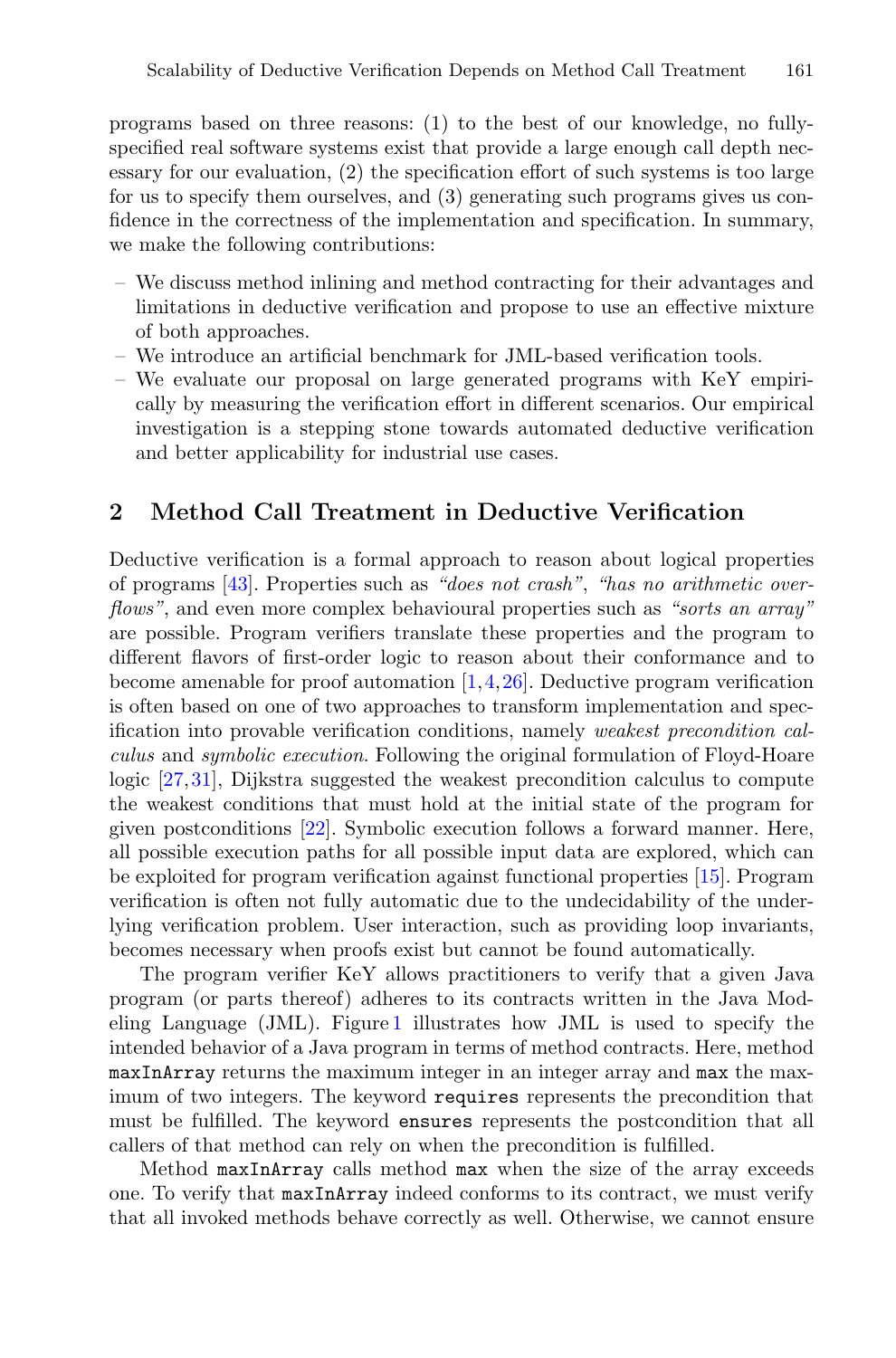programs based on three reasons: (1) to the best of our knowledge, no fully-specified real software systems exist that provide a large enough call depth necessary for our evaluation, (2) the specification effort of such systems is too large for us to specify them ourselves, and (3) generating such programs gives us confidence in the correctness of the implementation and specification. In summary, we make the following contributions:

- We discuss method inlining and method contracting for their advantages and limitations in deductive verification and propose to use an effective mixture of both approaches.
- We introduce an artificial benchmark for JML-based verification tools.
- We evaluate our proposal on large generated programs with KeY empirically by measuring the verification effort in different scenarios. Our empirical investigation is a stepping stone towards automated deductive verification and better applicability for industrial use cases.

## 2 Method Call Treatment in Deductive Verification

Deductive verification is a formal approach to reason about logical properties of programs [43]. Properties such as *"does not crash"*, *"has no arithmetic overflows"*, and even more complex behavioural properties such as *"sorts an array"* are possible. Program verifiers translate these properties and the program to different flavors of first-order logic to reason about their conformance and to become amenable for proof automation [1,4,26]. Deductive program verification is often based on one of two approaches to transform implementation and specification into provable verification conditions, namely *weakest precondition calculus* and *symbolic execution*. Following the original formulation of Floyd-Hoare logic [27,31], Dijkstra suggested the weakest precondition calculus to compute the weakest conditions that must hold at the initial state of the program for given postconditions [22]. Symbolic execution follows a forward manner. Here, all possible execution paths for all possible input data are explored, which can be exploited for program verification against functional properties [15]. Program verification is often not fully automatic due to the undecidability of the underlying verification problem. User interaction, such as providing loop invariants, becomes necessary when proofs exist but cannot be found automatically.

The program verifier KeY allows practitioners to verify that a given Java program (or parts thereof) adheres to its contracts written in the Java Modeling Language (JML). Figure 1 illustrates how JML is used to specify the intended behavior of a Java program in terms of method contracts. Here, method `maxInArray` returns the maximum integer in an integer array and `max` the maximum of two integers. The keyword `requires` represents the precondition that must be fulfilled. The keyword `ensures` represents the postcondition that all callers of that method can rely on when the precondition is fulfilled.

Method `maxInArray` calls method `max` when the size of the array exceeds one. To verify that `maxInArray` indeed conforms to its contract, we must verify that all invoked methods behave correctly as well. Otherwise, we cannot ensure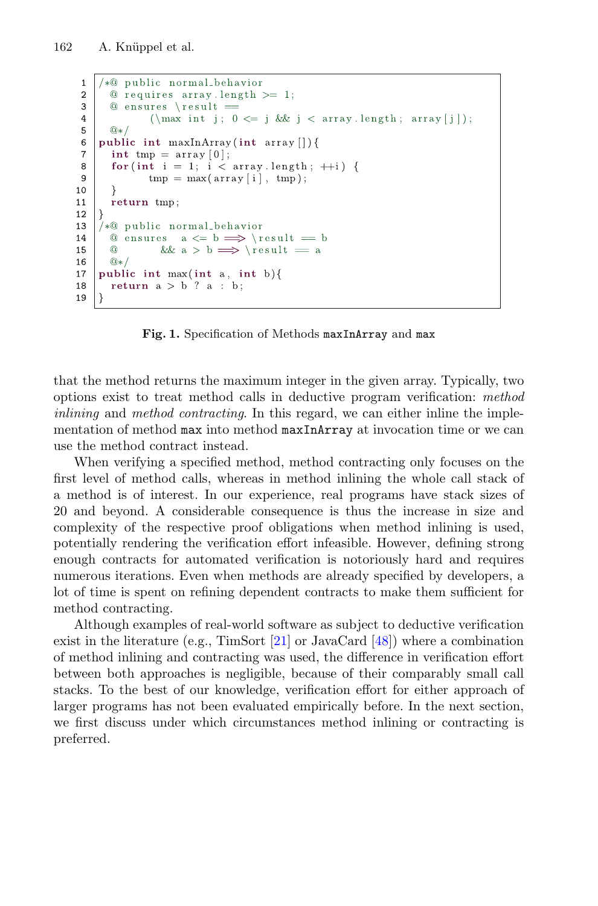```
/*@ public normal_behavior
  @ requires array.length >= 1;
  @ ensures \result ==
        (\max int j; 0 <= j && j < array.length; array[j]);
  @*/
public int maxInArray(int array[]){
  int tmp = array[0];
  for(int i = 1; i < array.length; ++i) {
        tmp = max(array[i], tmp);
  }
  return tmp;
}
/*@ public normal_behavior
  @ ensures  a <= b ==> \result == b
  @        && a > b ==> \result == a
  @*/
public int max(int a, int b){
  return a > b ? a : b;
}
```

**Fig. 1.** Specification of Methods `maxInArray` and `max`

that the method returns the maximum integer in the given array. Typically, two options exist to treat method calls in deductive program verification: *method inlining* and *method contracting*. In this regard, we can either inline the implementation of method `max` into method `maxInArray` at invocation time or we can use the method contract instead.

When verifying a specified method, method contracting only focuses on the first level of method calls, whereas in method inlining the whole call stack of a method is of interest. In our experience, real programs have stack sizes of 20 and beyond. A considerable consequence is thus the increase in size and complexity of the respective proof obligations when method inlining is used, potentially rendering the verification effort infeasible. However, defining strong enough contracts for automated verification is notoriously hard and requires numerous iterations. Even when methods are already specified by developers, a lot of time is spent on refining dependent contracts to make them sufficient for method contracting.

Although examples of real-world software as subject to deductive verification exist in the literature (e.g., TimSort [21] or JavaCard [48]) where a combination of method inlining and contracting was used, the difference in verification effort between both approaches is negligible, because of their comparably small call stacks. To the best of our knowledge, verification effort for either approach of larger programs has not been evaluated empirically before. In the next section, we first discuss under which circumstances method inlining or contracting is preferred.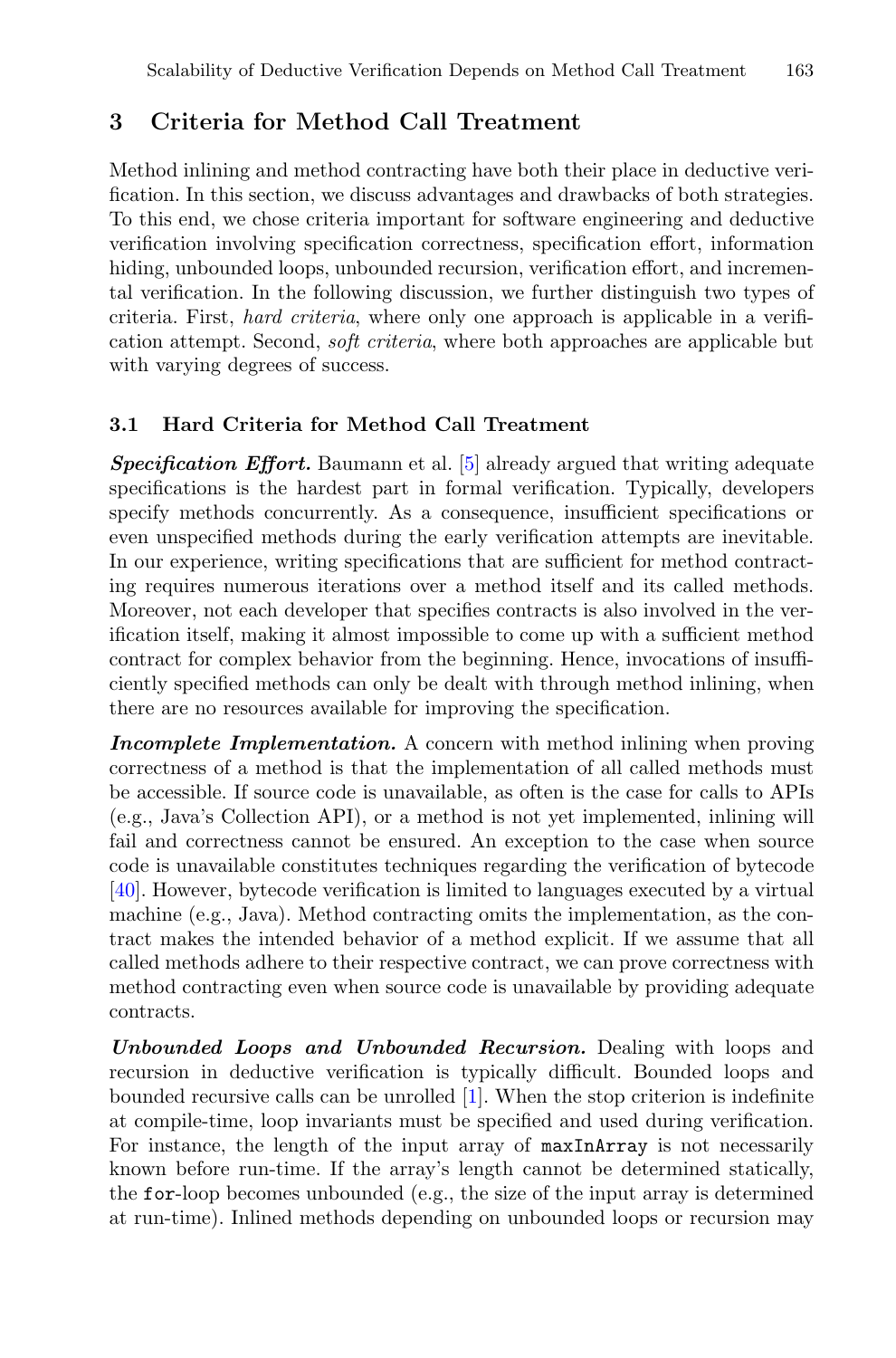## 3 Criteria for Method Call Treatment

Method inlining and method contracting have both their place in deductive verification. In this section, we discuss advantages and drawbacks of both strategies. To this end, we chose criteria important for software engineering and deductive verification involving specification correctness, specification effort, information hiding, unbounded loops, unbounded recursion, verification effort, and incremental verification. In the following discussion, we further distinguish two types of criteria. First, *hard criteria*, where only one approach is applicable in a verification attempt. Second, *soft criteria*, where both approaches are applicable but with varying degrees of success.

### 3.1 Hard Criteria for Method Call Treatment

***Specification Effort.*** Baumann et al. [5] already argued that writing adequate specifications is the hardest part in formal verification. Typically, developers specify methods concurrently. As a consequence, insufficient specifications or even unspecified methods during the early verification attempts are inevitable. In our experience, writing specifications that are sufficient for method contracting requires numerous iterations over a method itself and its called methods. Moreover, not each developer that specifies contracts is also involved in the verification itself, making it almost impossible to come up with a sufficient method contract for complex behavior from the beginning. Hence, invocations of insufficiently specified methods can only be dealt with through method inlining, when there are no resources available for improving the specification.

***Incomplete Implementation.*** A concern with method inlining when proving correctness of a method is that the implementation of all called methods must be accessible. If source code is unavailable, as often is the case for calls to APIs (e.g., Java's Collection API), or a method is not yet implemented, inlining will fail and correctness cannot be ensured. An exception to the case when source code is unavailable constitutes techniques regarding the verification of bytecode [40]. However, bytecode verification is limited to languages executed by a virtual machine (e.g., Java). Method contracting omits the implementation, as the contract makes the intended behavior of a method explicit. If we assume that all called methods adhere to their respective contract, we can prove correctness with method contracting even when source code is unavailable by providing adequate contracts.

***Unbounded Loops and Unbounded Recursion.*** Dealing with loops and recursion in deductive verification is typically difficult. Bounded loops and bounded recursive calls can be unrolled [1]. When the stop criterion is indefinite at compile-time, loop invariants must be specified and used during verification. For instance, the length of the input array of `maxInArray` is not necessarily known before run-time. If the array's length cannot be determined statically, the `for`-loop becomes unbounded (e.g., the size of the input array is determined at run-time). Inlined methods depending on unbounded loops or recursion may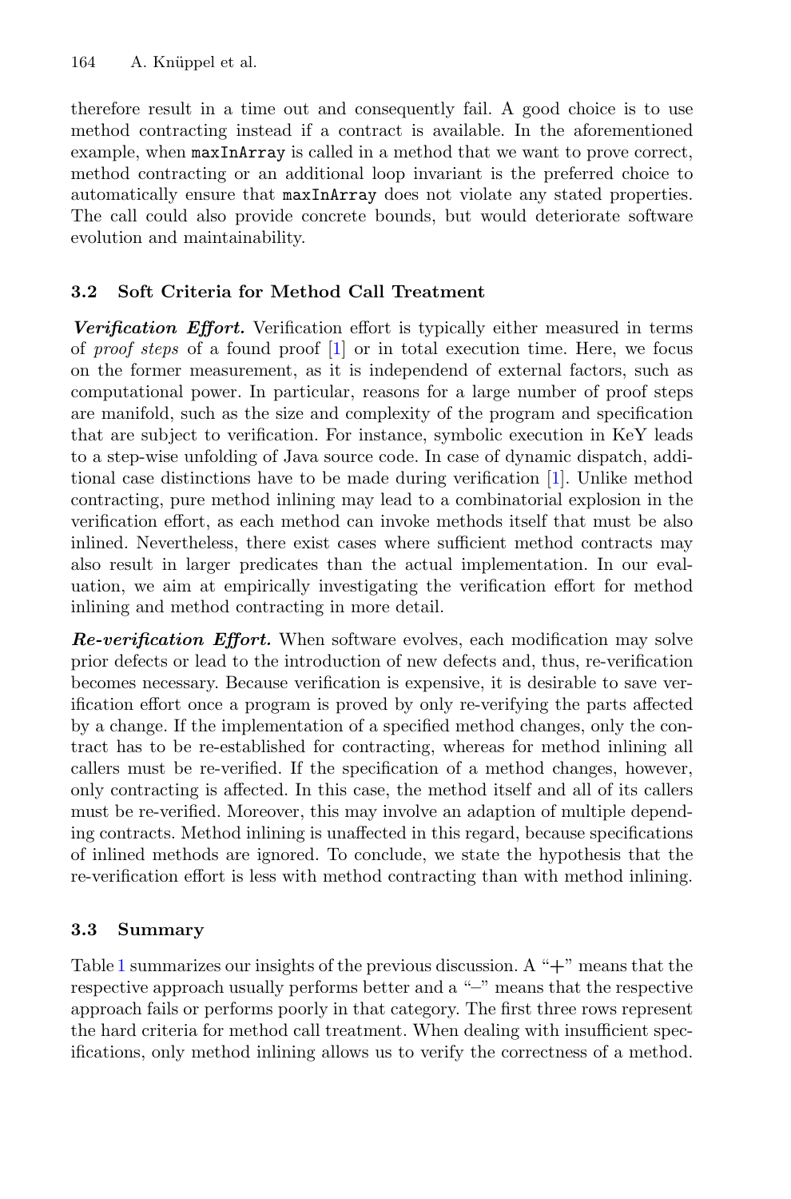therefore result in a time out and consequently fail. A good choice is to use method contracting instead if a contract is available. In the aforementioned example, when `maxInArray` is called in a method that we want to prove correct, method contracting or an additional loop invariant is the preferred choice to automatically ensure that `maxInArray` does not violate any stated properties. The call could also provide concrete bounds, but would deteriorate software evolution and maintainability.

### 3.2 Soft Criteria for Method Call Treatment

***Verification Effort.*** Verification effort is typically either measured in terms of *proof steps* of a found proof [1] or in total execution time. Here, we focus on the former measurement, as it is independend of external factors, such as computational power. In particular, reasons for a large number of proof steps are manifold, such as the size and complexity of the program and specification that are subject to verification. For instance, symbolic execution in KeY leads to a step-wise unfolding of Java source code. In case of dynamic dispatch, additional case distinctions have to be made during verification [1]. Unlike method contracting, pure method inlining may lead to a combinatorial explosion in the verification effort, as each method can invoke methods itself that must be also inlined. Nevertheless, there exist cases where sufficient method contracts may also result in larger predicates than the actual implementation. In our evaluation, we aim at empirically investigating the verification effort for method inlining and method contracting in more detail.

***Re-verification Effort.*** When software evolves, each modification may solve prior defects or lead to the introduction of new defects and, thus, re-verification becomes necessary. Because verification is expensive, it is desirable to save verification effort once a program is proved by only re-verifying the parts affected by a change. If the implementation of a specified method changes, only the contract has to be re-established for contracting, whereas for method inlining all callers must be re-verified. If the specification of a method changes, however, only contracting is affected. In this case, the method itself and all of its callers must be re-verified. Moreover, this may involve an adaption of multiple depending contracts. Method inlining is unaffected in this regard, because specifications of inlined methods are ignored. To conclude, we state the hypothesis that the re-verification effort is less with method contracting than with method inlining.

### 3.3 Summary

Table 1 summarizes our insights of the previous discussion. A "+" means that the respective approach usually performs better and a "–" means that the respective approach fails or performs poorly in that category. The first three rows represent the hard criteria for method call treatment. When dealing with insufficient specifications, only method inlining allows us to verify the correctness of a method.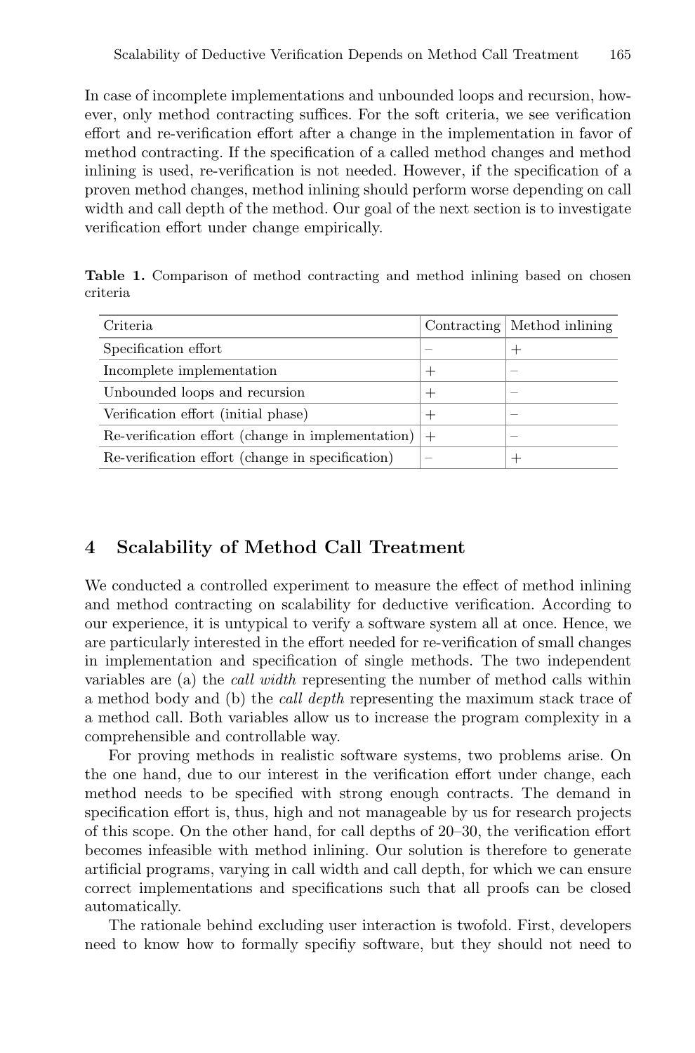In case of incomplete implementations and unbounded loops and recursion, however, only method contracting suffices. For the soft criteria, we see verification effort and re-verification effort after a change in the implementation in favor of method contracting. If the specification of a called method changes and method inlining is used, re-verification is not needed. However, if the specification of a proven method changes, method inlining should perform worse depending on call width and call depth of the method. Our goal of the next section is to investigate verification effort under change empirically.

**Table 1.** Comparison of method contracting and method inlining based on chosen criteria

| Criteria | Contracting | Method inlining |
|---|---|---|
| Specification effort | – | + |
| Incomplete implementation | + | – |
| Unbounded loops and recursion | + | – |
| Verification effort (initial phase) | + | – |
| Re-verification effort (change in implementation) | + | – |
| Re-verification effort (change in specification) | – | + |

## 4 Scalability of Method Call Treatment

We conducted a controlled experiment to measure the effect of method inlining and method contracting on scalability for deductive verification. According to our experience, it is untypical to verify a software system all at once. Hence, we are particularly interested in the effort needed for re-verification of small changes in implementation and specification of single methods. The two independent variables are (a) the *call width* representing the number of method calls within a method body and (b) the *call depth* representing the maximum stack trace of a method call. Both variables allow us to increase the program complexity in a comprehensible and controllable way.

For proving methods in realistic software systems, two problems arise. On the one hand, due to our interest in the verification effort under change, each method needs to be specified with strong enough contracts. The demand in specification effort is, thus, high and not manageable by us for research projects of this scope. On the other hand, for call depths of 20–30, the verification effort becomes infeasible with method inlining. Our solution is therefore to generate artificial programs, varying in call width and call depth, for which we can ensure correct implementations and specifications such that all proofs can be closed automatically.

The rationale behind excluding user interaction is twofold. First, developers need to know how to formally specifiy software, but they should not need to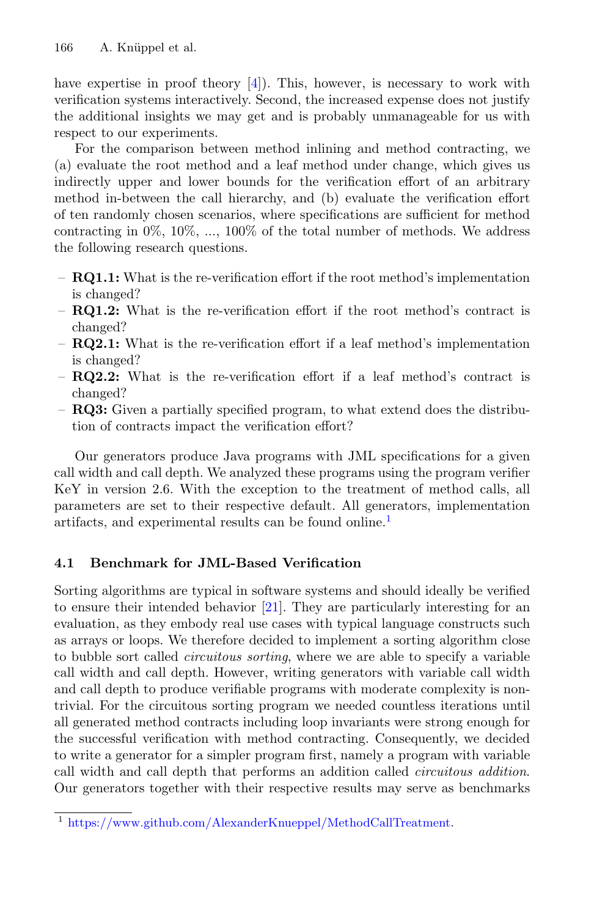have expertise in proof theory [4]). This, however, is necessary to work with verification systems interactively. Second, the increased expense does not justify the additional insights we may get and is probably unmanageable for us with respect to our experiments.

For the comparison between method inlining and method contracting, we (a) evaluate the root method and a leaf method under change, which gives us indirectly upper and lower bounds for the verification effort of an arbitrary method in-between the call hierarchy, and (b) evaluate the verification effort of ten randomly chosen scenarios, where specifications are sufficient for method contracting in 0%, 10%, ..., 100% of the total number of methods. We address the following research questions.

- **RQ1.1:** What is the re-verification effort if the root method's implementation is changed?
- **RQ1.2:** What is the re-verification effort if the root method's contract is changed?
- **RQ2.1:** What is the re-verification effort if a leaf method's implementation is changed?
- **RQ2.2:** What is the re-verification effort if a leaf method's contract is changed?
- **RQ3:** Given a partially specified program, to what extend does the distribution of contracts impact the verification effort?

Our generators produce Java programs with JML specifications for a given call width and call depth. We analyzed these programs using the program verifier KeY in version 2.6. With the exception to the treatment of method calls, all parameters are set to their respective default. All generators, implementation artifacts, and experimental results can be found online.[1]

### 4.1 Benchmark for JML-Based Verification

Sorting algorithms are typical in software systems and should ideally be verified to ensure their intended behavior [21]. They are particularly interesting for an evaluation, as they embody real use cases with typical language constructs such as arrays or loops. We therefore decided to implement a sorting algorithm close to bubble sort called *circuitous sorting*, where we are able to specify a variable call width and call depth. However, writing generators with variable call width and call depth to produce verifiable programs with moderate complexity is non-trivial. For the circuitous sorting program we needed countless iterations until all generated method contracts including loop invariants were strong enough for the successful verification with method contracting. Consequently, we decided to write a generator for a simpler program first, namely a program with variable call width and call depth that performs an addition called *circuitous addition*. Our generators together with their respective results may serve as benchmarks

[1] https://www.github.com/AlexanderKnueppel/MethodCallTreatment.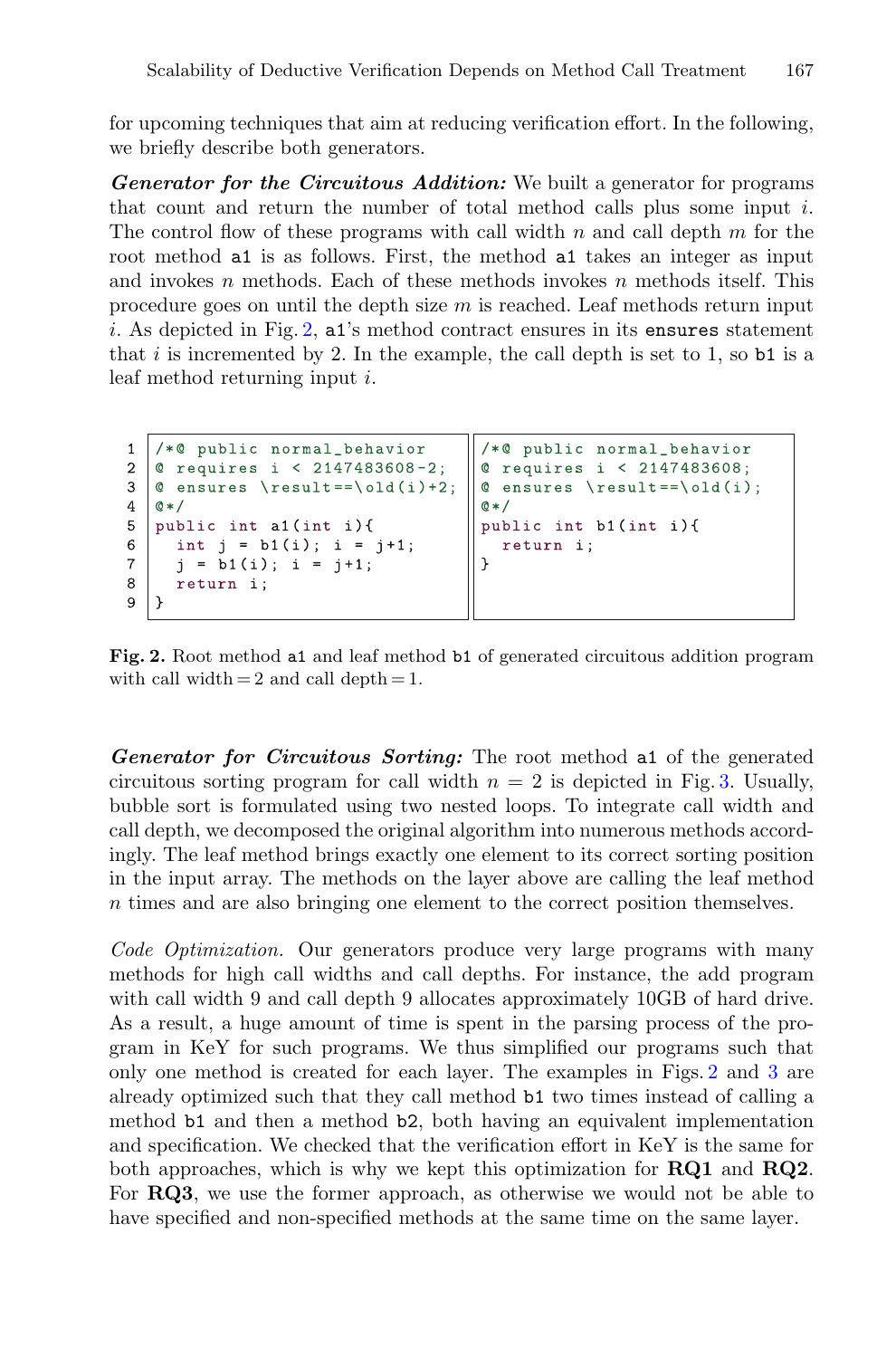for upcoming techniques that aim at reducing verification effort. In the following, we briefly describe both generators.

***Generator for the Circuitous Addition:*** We built a generator for programs that count and return the number of total method calls plus some input $i$. The control flow of these programs with call width $n$ and call depth $m$ for the root method `a1` is as follows. First, the method `a1` takes an integer as input and invokes $n$ methods. Each of these methods invokes $n$ methods itself. This procedure goes on until the depth size $m$ is reached. Leaf methods return input $i$. As depicted in Fig. 2, `a1`'s method contract ensures in its `ensures` statement that $i$ is incremented by 2. In the example, the call depth is set to 1, so `b1` is a leaf method returning input $i$.

```
1  /*@ public normal_behavior
2  @ requires i < 2147483608-2;
3  @ ensures \result==\old(i)+2;
4  @*/
5  public int a1(int i){
6    int j = b1(i); i = j+1;
7    j = b1(i); i = j+1;
8    return i;
9  }
```

```
/*@ public normal_behavior
@ requires i < 2147483608;
@ ensures \result==\old(i);
@*/
public int b1(int i){
  return i;
}
```

**Fig. 2.** Root method `a1` and leaf method `b1` of generated circuitous addition program with call width = 2 and call depth = 1.

***Generator for Circuitous Sorting:*** The root method `a1` of the generated circuitous sorting program for call width $n = 2$ is depicted in Fig. 3. Usually, bubble sort is formulated using two nested loops. To integrate call width and call depth, we decomposed the original algorithm into numerous methods accordingly. The leaf method brings exactly one element to its correct sorting position in the input array. The methods on the layer above are calling the leaf method $n$ times and are also bringing one element to the correct position themselves.

*Code Optimization.* Our generators produce very large programs with many methods for high call widths and call depths. For instance, the add program with call width 9 and call depth 9 allocates approximately 10GB of hard drive. As a result, a huge amount of time is spent in the parsing process of the program in KeY for such programs. We thus simplified our programs such that only one method is created for each layer. The examples in Figs. 2 and 3 are already optimized such that they call method `b1` two times instead of calling a method `b1` and then a method `b2`, both having an equivalent implementation and specification. We checked that the verification effort in KeY is the same for both approaches, which is why we kept this optimization for **RQ1** and **RQ2**. For **RQ3**, we use the former approach, as otherwise we would not be able to have specified and non-specified methods at the same time on the same layer.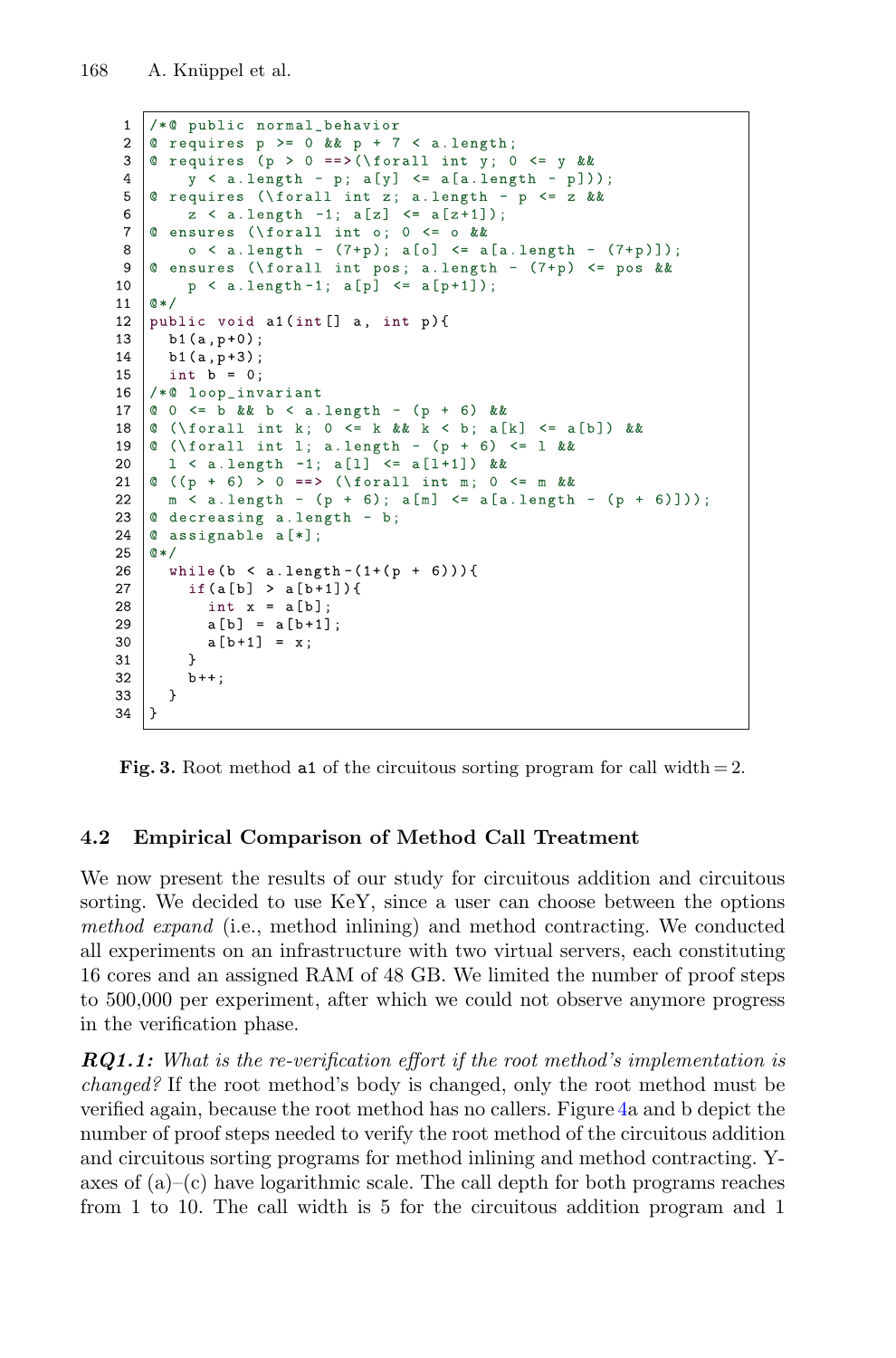```
/*@ public normal_behavior
@ requires p >= 0 && p + 7 < a.length;
@ requires (p > 0 ==>(\forall int y; 0 <= y &&
    y < a.length - p; a[y] <= a[a.length - p]));
@ requires (\forall int z; a.length - p <= z &&
    z < a.length -1; a[z] <= a[z+1]);
@ ensures (\forall int o; 0 <= o &&
    o < a.length - (7+p); a[o] <= a[a.length - (7+p)]);
@ ensures (\forall int pos; a.length - (7+p) <= pos &&
    p < a.length-1; a[p] <= a[p+1]);
@*/
public void a1(int[] a, int p){
  b1(a,p+0);
  b1(a,p+3);
  int b = 0;
/*@ loop_invariant
@ 0 <= b && b < a.length - (p + 6) &&
@ (\forall int k; 0 <= k && k < b; a[k] <= a[b]) &&
@ (\forall int l; a.length - (p + 6) <= l &&
  l < a.length -1; a[l] <= a[l+1]) &&
@ ((p + 6) > 0 ==> (\forall int m; 0 <= m &&
  m < a.length - (p + 6); a[m] <= a[a.length - (p + 6)]));
@ decreasing a.length - b;
@ assignable a[*];
@*/
  while(b < a.length-(1+(p + 6))){
    if(a[b] > a[b+1]){
      int x = a[b];
      a[b] = a[b+1];
      a[b+1] = x;
    }
    b++;
  }
}
```

**Fig. 3.** Root method `a1` of the circuitous sorting program for call width = 2.

### 4.2 Empirical Comparison of Method Call Treatment

We now present the results of our study for circuitous addition and circuitous sorting. We decided to use KeY, since a user can choose between the options *method expand* (i.e., method inlining) and method contracting. We conducted all experiments on an infrastructure with two virtual servers, each constituting 16 cores and an assigned RAM of 48 GB. We limited the number of proof steps to 500,000 per experiment, after which we could not observe anymore progress in the verification phase.

***RQ1.1:*** *What is the re-verification effort if the root method's implementation is changed?* If the root method's body is changed, only the root method must be verified again, because the root method has no callers. Figure 4a and b depict the number of proof steps needed to verify the root method of the circuitous addition and circuitous sorting programs for method inlining and method contracting. Y-axes of (a)–(c) have logarithmic scale. The call depth for both programs reaches from 1 to 10. The call width is 5 for the circuitous addition program and 1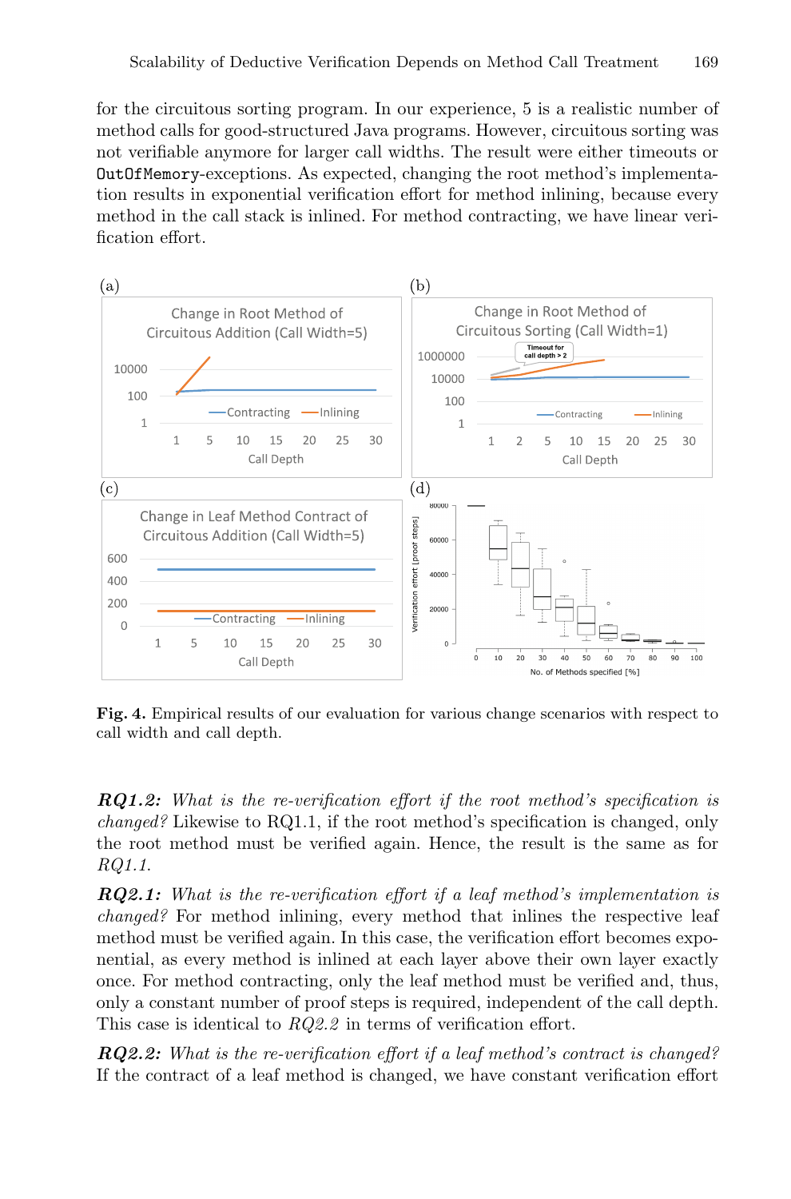for the circuitous sorting program. In our experience, 5 is a realistic number of method calls for good-structured Java programs. However, circuitous sorting was not verifiable anymore for larger call widths. The result were either timeouts or `OutOfMemory`-exceptions. As expected, changing the root method's implementation results in exponential verification effort for method inlining, because every method in the call stack is inlined. For method contracting, we have linear verification effort.

**Fig. 4.** Empirical results of our evaluation for various change scenarios with respect to call width and call depth.

***RQ1.2:*** *What is the re-verification effort if the root method's specification is changed?* Likewise to RQ1.1, if the root method's specification is changed, only the root method must be verified again. Hence, the result is the same as for *RQ1.1*.

***RQ2.1:*** *What is the re-verification effort if a leaf method's implementation is changed?* For method inlining, every method that inlines the respective leaf method must be verified again. In this case, the verification effort becomes exponential, as every method is inlined at each layer above their own layer exactly once. For method contracting, only the leaf method must be verified and, thus, only a constant number of proof steps is required, independent of the call depth. This case is identical to *RQ2.2* in terms of verification effort.

***RQ2.2:*** *What is the re-verification effort if a leaf method's contract is changed?* If the contract of a leaf method is changed, we have constant verification effort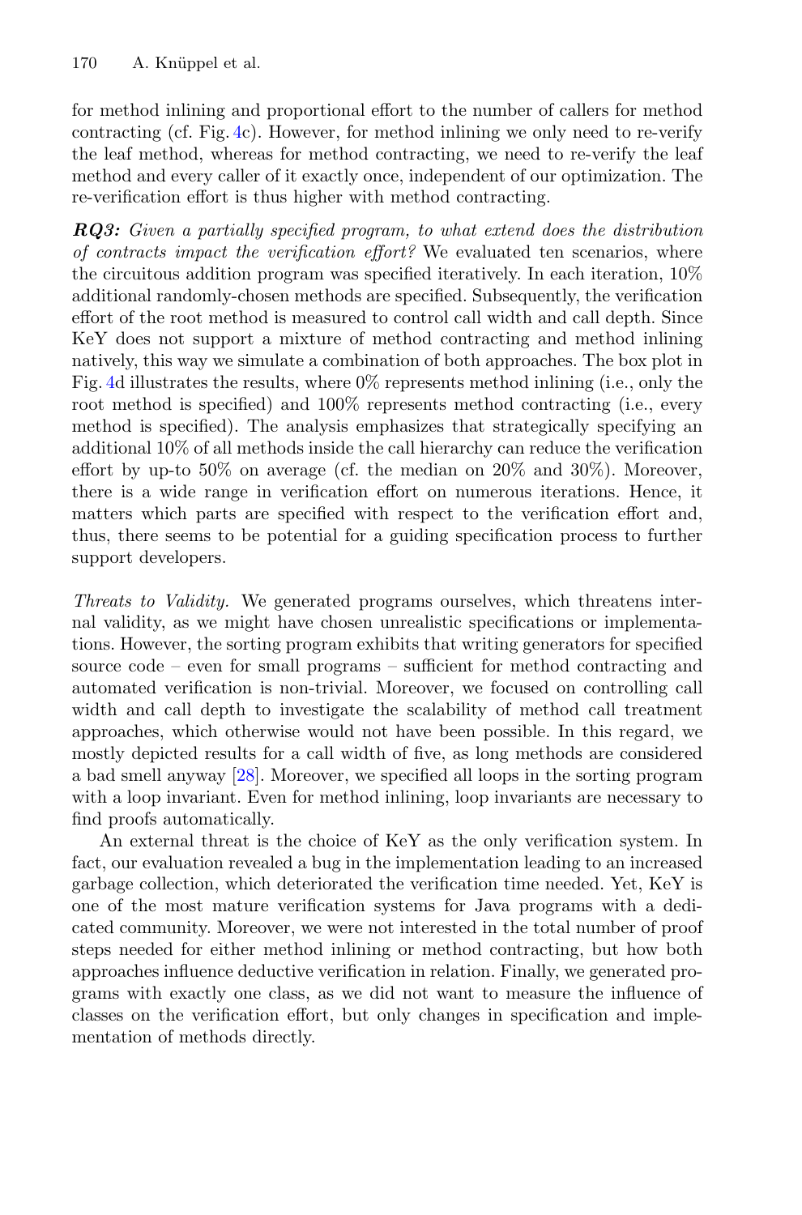for method inlining and proportional effort to the number of callers for method contracting (cf. Fig. 4c). However, for method inlining we only need to re-verify the leaf method, whereas for method contracting, we need to re-verify the leaf method and every caller of it exactly once, independent of our optimization. The re-verification effort is thus higher with method contracting.

***RQ3:*** *Given a partially specified program, to what extend does the distribution of contracts impact the verification effort?* We evaluated ten scenarios, where the circuitous addition program was specified iteratively. In each iteration, 10% additional randomly-chosen methods are specified. Subsequently, the verification effort of the root method is measured to control call width and call depth. Since KeY does not support a mixture of method contracting and method inlining natively, this way we simulate a combination of both approaches. The box plot in Fig. 4d illustrates the results, where 0% represents method inlining (i.e., only the root method is specified) and 100% represents method contracting (i.e., every method is specified). The analysis emphasizes that strategically specifying an additional 10% of all methods inside the call hierarchy can reduce the verification effort by up-to 50% on average (cf. the median on 20% and 30%). Moreover, there is a wide range in verification effort on numerous iterations. Hence, it matters which parts are specified with respect to the verification effort and, thus, there seems to be potential for a guiding specification process to further support developers.

*Threats to Validity.* We generated programs ourselves, which threatens internal validity, as we might have chosen unrealistic specifications or implementations. However, the sorting program exhibits that writing generators for specified source code – even for small programs – sufficient for method contracting and automated verification is non-trivial. Moreover, we focused on controlling call width and call depth to investigate the scalability of method call treatment approaches, which otherwise would not have been possible. In this regard, we mostly depicted results for a call width of five, as long methods are considered a bad smell anyway [28]. Moreover, we specified all loops in the sorting program with a loop invariant. Even for method inlining, loop invariants are necessary to find proofs automatically.

An external threat is the choice of KeY as the only verification system. In fact, our evaluation revealed a bug in the implementation leading to an increased garbage collection, which deteriorated the verification time needed. Yet, KeY is one of the most mature verification systems for Java programs with a dedicated community. Moreover, we were not interested in the total number of proof steps needed for either method inlining or method contracting, but how both approaches influence deductive verification in relation. Finally, we generated programs with exactly one class, as we did not want to measure the influence of classes on the verification effort, but only changes in specification and implementation of methods directly.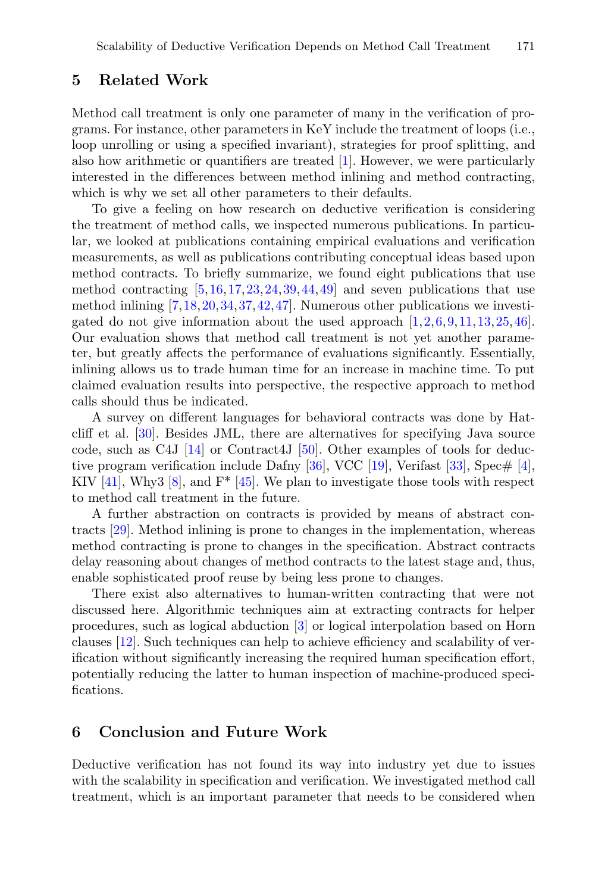## 5 Related Work

Method call treatment is only one parameter of many in the verification of programs. For instance, other parameters in KeY include the treatment of loops (i.e., loop unrolling or using a specified invariant), strategies for proof splitting, and also how arithmetic or quantifiers are treated [1]. However, we were particularly interested in the differences between method inlining and method contracting, which is why we set all other parameters to their defaults.

To give a feeling on how research on deductive verification is considering the treatment of method calls, we inspected numerous publications. In particular, we looked at publications containing empirical evaluations and verification measurements, as well as publications contributing conceptual ideas based upon method contracts. To briefly summarize, we found eight publications that use method contracting [5,16,17,23,24,39,44,49] and seven publications that use method inlining [7,18,20,34,37,42,47]. Numerous other publications we investigated do not give information about the used approach [1,2,6,9,11,13,25,46]. Our evaluation shows that method call treatment is not yet another parameter, but greatly affects the performance of evaluations significantly. Essentially, inlining allows us to trade human time for an increase in machine time. To put claimed evaluation results into perspective, the respective approach to method calls should thus be indicated.

A survey on different languages for behavioral contracts was done by Hatcliff et al. [30]. Besides JML, there are alternatives for specifying Java source code, such as C4J [14] or Contract4J [50]. Other examples of tools for deductive program verification include Dafny [36], VCC [19], Verifast [33], Spec# [4], KIV [41], Why3 [8], and F* [45]. We plan to investigate those tools with respect to method call treatment in the future.

A further abstraction on contracts is provided by means of abstract contracts [29]. Method inlining is prone to changes in the implementation, whereas method contracting is prone to changes in the specification. Abstract contracts delay reasoning about changes of method contracts to the latest stage and, thus, enable sophisticated proof reuse by being less prone to changes.

There exist also alternatives to human-written contracting that were not discussed here. Algorithmic techniques aim at extracting contracts for helper procedures, such as logical abduction [3] or logical interpolation based on Horn clauses [12]. Such techniques can help to achieve efficiency and scalability of verification without significantly increasing the required human specification effort, potentially reducing the latter to human inspection of machine-produced specifications.

## 6 Conclusion and Future Work

Deductive verification has not found its way into industry yet due to issues with the scalability in specification and verification. We investigated method call treatment, which is an important parameter that needs to be considered when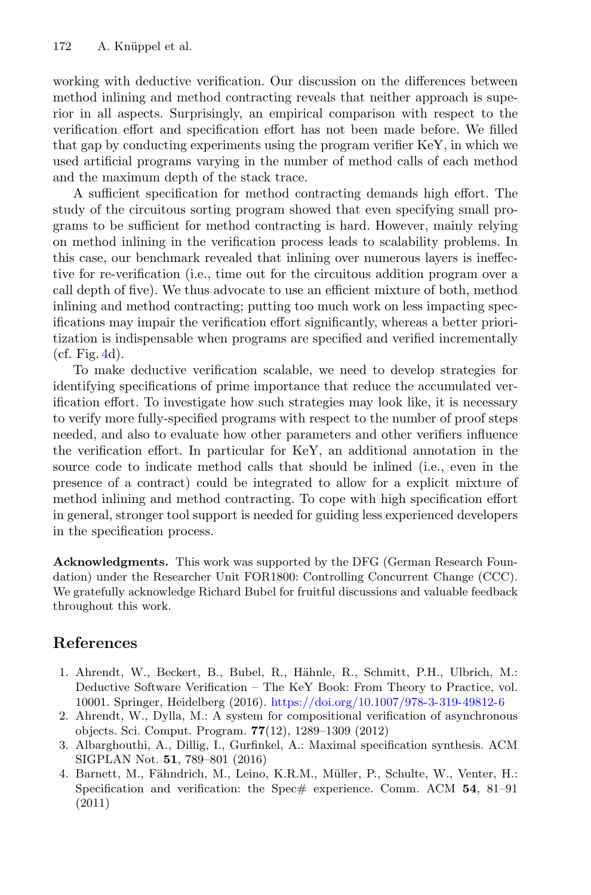working with deductive verification. Our discussion on the differences between method inlining and method contracting reveals that neither approach is superior in all aspects. Surprisingly, an empirical comparison with respect to the verification effort and specification effort has not been made before. We filled that gap by conducting experiments using the program verifier KeY, in which we used artificial programs varying in the number of method calls of each method and the maximum depth of the stack trace.

A sufficient specification for method contracting demands high effort. The study of the circuitous sorting program showed that even specifying small programs to be sufficient for method contracting is hard. However, mainly relying on method inlining in the verification process leads to scalability problems. In this case, our benchmark revealed that inlining over numerous layers is ineffective for re-verification (i.e., time out for the circuitous addition program over a call depth of five). We thus advocate to use an efficient mixture of both, method inlining and method contracting; putting too much work on less impacting specifications may impair the verification effort significantly, whereas a better prioritization is indispensable when programs are specified and verified incrementally (cf. Fig. 4d).

To make deductive verification scalable, we need to develop strategies for identifying specifications of prime importance that reduce the accumulated verification effort. To investigate how such strategies may look like, it is necessary to verify more fully-specified programs with respect to the number of proof steps needed, and also to evaluate how other parameters and other verifiers influence the verification effort. In particular for KeY, an additional annotation in the source code to indicate method calls that should be inlined (i.e., even in the presence of a contract) could be integrated to allow for a explicit mixture of method inlining and method contracting. To cope with high specification effort in general, stronger tool support is needed for guiding less experienced developers in the specification process.

**Acknowledgments.** This work was supported by the DFG (German Research Foundation) under the Researcher Unit FOR1800: Controlling Concurrent Change (CCC). We gratefully acknowledge Richard Bubel for fruitful discussions and valuable feedback throughout this work.

## References

1. Ahrendt, W., Beckert, B., Bubel, R., Hähnle, R., Schmitt, P.H., Ulbrich, M.: Deductive Software Verification – The KeY Book: From Theory to Practice, vol. 10001. Springer, Heidelberg (2016). https://doi.org/10.1007/978-3-319-49812-6
2. Ahrendt, W., Dylla, M.: A system for compositional verification of asynchronous objects. Sci. Comput. Program. **77**(12), 1289–1309 (2012)
3. Albarghouthi, A., Dillig, I., Gurfinkel, A.: Maximal specification synthesis. ACM SIGPLAN Not. **51**, 789–801 (2016)
4. Barnett, M., Fähndrich, M., Leino, K.R.M., Müller, P., Schulte, W., Venter, H.: Specification and verification: the Spec# experience. Comm. ACM **54**, 81–91 (2011)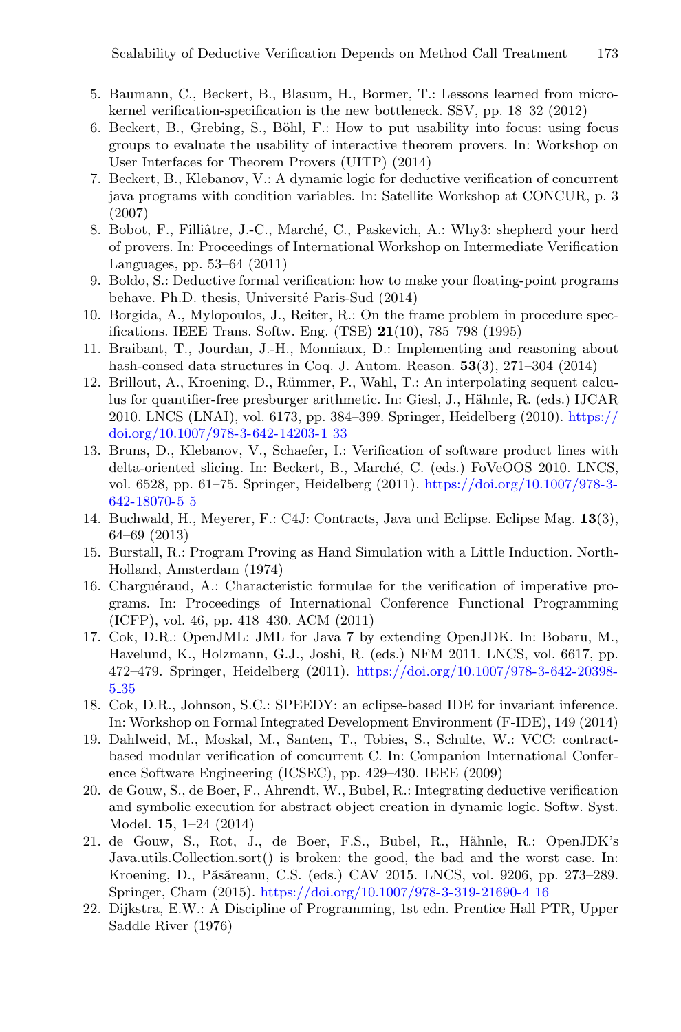5. Baumann, C., Beckert, B., Blasum, H., Bormer, T.: Lessons learned from microkernel verification-specification is the new bottleneck. SSV, pp. 18–32 (2012)
6. Beckert, B., Grebing, S., Böhl, F.: How to put usability into focus: using focus groups to evaluate the usability of interactive theorem provers. In: Workshop on User Interfaces for Theorem Provers (UITP) (2014)
7. Beckert, B., Klebanov, V.: A dynamic logic for deductive verification of concurrent java programs with condition variables. In: Satellite Workshop at CONCUR, p. 3 (2007)
8. Bobot, F., Filliâtre, J.-C., Marché, C., Paskevich, A.: Why3: shepherd your herd of provers. In: Proceedings of International Workshop on Intermediate Verification Languages, pp. 53–64 (2011)
9. Boldo, S.: Deductive formal verification: how to make your floating-point programs behave. Ph.D. thesis, Université Paris-Sud (2014)
10. Borgida, A., Mylopoulos, J., Reiter, R.: On the frame problem in procedure specifications. IEEE Trans. Softw. Eng. (TSE) **21**(10), 785–798 (1995)
11. Braibant, T., Jourdan, J.-H., Monniaux, D.: Implementing and reasoning about hash-consed data structures in Coq. J. Autom. Reason. **53**(3), 271–304 (2014)
12. Brillout, A., Kroening, D., Rümmer, P., Wahl, T.: An interpolating sequent calculus for quantifier-free presburger arithmetic. In: Giesl, J., Hähnle, R. (eds.) IJCAR 2010. LNCS (LNAI), vol. 6173, pp. 384–399. Springer, Heidelberg (2010). https://doi.org/10.1007/978-3-642-14203-1_33
13. Bruns, D., Klebanov, V., Schaefer, I.: Verification of software product lines with delta-oriented slicing. In: Beckert, B., Marché, C. (eds.) FoVeOOS 2010. LNCS, vol. 6528, pp. 61–75. Springer, Heidelberg (2011). https://doi.org/10.1007/978-3-642-18070-5_5
14. Buchwald, H., Meyerer, F.: C4J: Contracts, Java und Eclipse. Eclipse Mag. **13**(3), 64–69 (2013)
15. Burstall, R.: Program Proving as Hand Simulation with a Little Induction. North-Holland, Amsterdam (1974)
16. Charguéraud, A.: Characteristic formulae for the verification of imperative programs. In: Proceedings of International Conference Functional Programming (ICFP), vol. 46, pp. 418–430. ACM (2011)
17. Cok, D.R.: OpenJML: JML for Java 7 by extending OpenJDK. In: Bobaru, M., Havelund, K., Holzmann, G.J., Joshi, R. (eds.) NFM 2011. LNCS, vol. 6617, pp. 472–479. Springer, Heidelberg (2011). https://doi.org/10.1007/978-3-642-20398-5_35
18. Cok, D.R., Johnson, S.C.: SPEEDY: an eclipse-based IDE for invariant inference. In: Workshop on Formal Integrated Development Environment (F-IDE), 149 (2014)
19. Dahlweid, M., Moskal, M., Santen, T., Tobies, S., Schulte, W.: VCC: contract-based modular verification of concurrent C. In: Companion International Conference Software Engineering (ICSEC), pp. 429–430. IEEE (2009)
20. de Gouw, S., de Boer, F., Ahrendt, W., Bubel, R.: Integrating deductive verification and symbolic execution for abstract object creation in dynamic logic. Softw. Syst. Model. **15**, 1–24 (2014)
21. de Gouw, S., Rot, J., de Boer, F.S., Bubel, R., Hähnle, R.: OpenJDK's Java.utils.Collection.sort() is broken: the good, the bad and the worst case. In: Kroening, D., Păsăreanu, C.S. (eds.) CAV 2015. LNCS, vol. 9206, pp. 273–289. Springer, Cham (2015). https://doi.org/10.1007/978-3-319-21690-4_16
22. Dijkstra, E.W.: A Discipline of Programming, 1st edn. Prentice Hall PTR, Upper Saddle River (1976)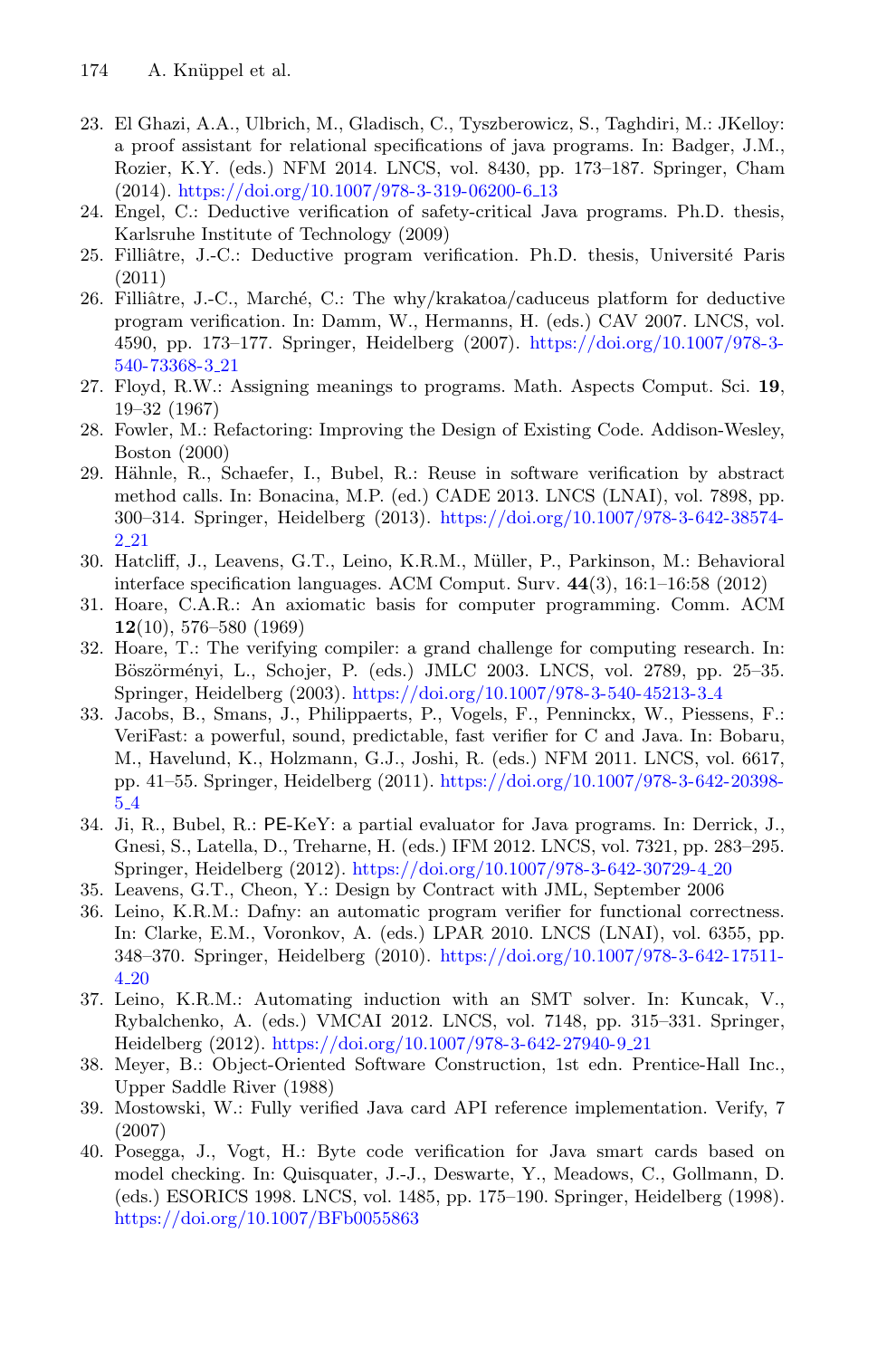23. El Ghazi, A.A., Ulbrich, M., Gladisch, C., Tyszberowicz, S., Taghdiri, M.: JKelloy: a proof assistant for relational specifications of java programs. In: Badger, J.M., Rozier, K.Y. (eds.) NFM 2014. LNCS, vol. 8430, pp. 173–187. Springer, Cham (2014). https://doi.org/10.1007/978-3-319-06200-6_13
24. Engel, C.: Deductive verification of safety-critical Java programs. Ph.D. thesis, Karlsruhe Institute of Technology (2009)
25. Filliâtre, J.-C.: Deductive program verification. Ph.D. thesis, Université Paris (2011)
26. Filliâtre, J.-C., Marché, C.: The why/krakatoa/caduceus platform for deductive program verification. In: Damm, W., Hermanns, H. (eds.) CAV 2007. LNCS, vol. 4590, pp. 173–177. Springer, Heidelberg (2007). https://doi.org/10.1007/978-3-540-73368-3_21
27. Floyd, R.W.: Assigning meanings to programs. Math. Aspects Comput. Sci. **19**, 19–32 (1967)
28. Fowler, M.: Refactoring: Improving the Design of Existing Code. Addison-Wesley, Boston (2000)
29. Hähnle, R., Schaefer, I., Bubel, R.: Reuse in software verification by abstract method calls. In: Bonacina, M.P. (ed.) CADE 2013. LNCS (LNAI), vol. 7898, pp. 300–314. Springer, Heidelberg (2013). https://doi.org/10.1007/978-3-642-38574-2_21
30. Hatcliff, J., Leavens, G.T., Leino, K.R.M., Müller, P., Parkinson, M.: Behavioral interface specification languages. ACM Comput. Surv. **44**(3), 16:1–16:58 (2012)
31. Hoare, C.A.R.: An axiomatic basis for computer programming. Comm. ACM **12**(10), 576–580 (1969)
32. Hoare, T.: The verifying compiler: a grand challenge for computing research. In: Böszörményi, L., Schojer, P. (eds.) JMLC 2003. LNCS, vol. 2789, pp. 25–35. Springer, Heidelberg (2003). https://doi.org/10.1007/978-3-540-45213-3_4
33. Jacobs, B., Smans, J., Philippaerts, P., Vogels, F., Penninckx, W., Piessens, F.: VeriFast: a powerful, sound, predictable, fast verifier for C and Java. In: Bobaru, M., Havelund, K., Holzmann, G.J., Joshi, R. (eds.) NFM 2011. LNCS, vol. 6617, pp. 41–55. Springer, Heidelberg (2011). https://doi.org/10.1007/978-3-642-20398-5_4
34. Ji, R., Bubel, R.: PE-KeY: a partial evaluator for Java programs. In: Derrick, J., Gnesi, S., Latella, D., Treharne, H. (eds.) IFM 2012. LNCS, vol. 7321, pp. 283–295. Springer, Heidelberg (2012). https://doi.org/10.1007/978-3-642-30729-4_20
35. Leavens, G.T., Cheon, Y.: Design by Contract with JML, September 2006
36. Leino, K.R.M.: Dafny: an automatic program verifier for functional correctness. In: Clarke, E.M., Voronkov, A. (eds.) LPAR 2010. LNCS (LNAI), vol. 6355, pp. 348–370. Springer, Heidelberg (2010). https://doi.org/10.1007/978-3-642-17511-4_20
37. Leino, K.R.M.: Automating induction with an SMT solver. In: Kuncak, V., Rybalchenko, A. (eds.) VMCAI 2012. LNCS, vol. 7148, pp. 315–331. Springer, Heidelberg (2012). https://doi.org/10.1007/978-3-642-27940-9_21
38. Meyer, B.: Object-Oriented Software Construction, 1st edn. Prentice-Hall Inc., Upper Saddle River (1988)
39. Mostowski, W.: Fully verified Java card API reference implementation. Verify, 7 (2007)
40. Posegga, J., Vogt, H.: Byte code verification for Java smart cards based on model checking. In: Quisquater, J.-J., Deswarte, Y., Meadows, C., Gollmann, D. (eds.) ESORICS 1998. LNCS, vol. 1485, pp. 175–190. Springer, Heidelberg (1998). https://doi.org/10.1007/BFb0055863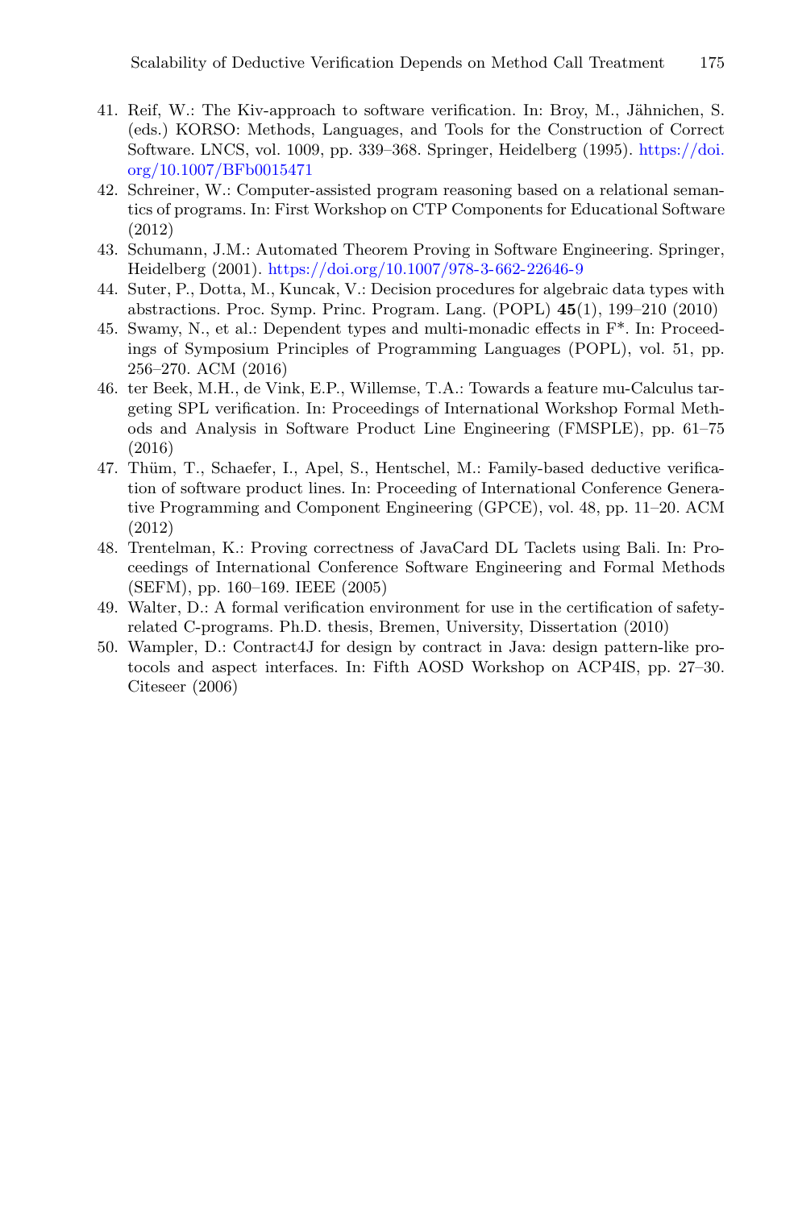41. Reif, W.: The Kiv-approach to software verification. In: Broy, M., Jähnichen, S. (eds.) KORSO: Methods, Languages, and Tools for the Construction of Correct Software. LNCS, vol. 1009, pp. 339–368. Springer, Heidelberg (1995). https://doi.org/10.1007/BFb0015471
42. Schreiner, W.: Computer-assisted program reasoning based on a relational semantics of programs. In: First Workshop on CTP Components for Educational Software (2012)
43. Schumann, J.M.: Automated Theorem Proving in Software Engineering. Springer, Heidelberg (2001). https://doi.org/10.1007/978-3-662-22646-9
44. Suter, P., Dotta, M., Kuncak, V.: Decision procedures for algebraic data types with abstractions. Proc. Symp. Princ. Program. Lang. (POPL) **45**(1), 199–210 (2010)
45. Swamy, N., et al.: Dependent types and multi-monadic effects in F*. In: Proceedings of Symposium Principles of Programming Languages (POPL), vol. 51, pp. 256–270. ACM (2016)
46. ter Beek, M.H., de Vink, E.P., Willemse, T.A.: Towards a feature mu-Calculus targeting SPL verification. In: Proceedings of International Workshop Formal Methods and Analysis in Software Product Line Engineering (FMSPLE), pp. 61–75 (2016)
47. Thüm, T., Schaefer, I., Apel, S., Hentschel, M.: Family-based deductive verification of software product lines. In: Proceeding of International Conference Generative Programming and Component Engineering (GPCE), vol. 48, pp. 11–20. ACM (2012)
48. Trentelman, K.: Proving correctness of JavaCard DL Taclets using Bali. In: Proceedings of International Conference Software Engineering and Formal Methods (SEFM), pp. 160–169. IEEE (2005)
49. Walter, D.: A formal verification environment for use in the certification of safety-related C-programs. Ph.D. thesis, Bremen, University, Dissertation (2010)
50. Wampler, D.: Contract4J for design by contract in Java: design pattern-like protocols and aspect interfaces. In: Fifth AOSD Workshop on ACP4IS, pp. 27–30. Citeseer (2006)